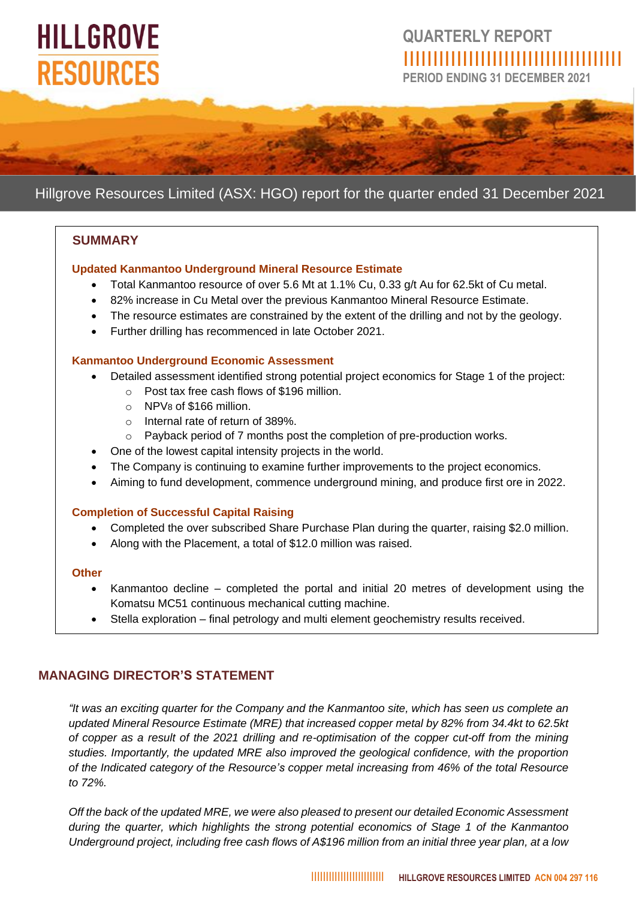# HILLGROVE RESOURCES

QUARTERLY REPORT

PERIOD ENDING 31 DECEMBER 2021

Hillgrove Resources Limited (ASX: HGO) report for the quarter ended 31 December 2021

## SUMMARY

**Updated Kanmantoo Underground Mineral Resource Estimate**

- Total Kanmantoo resource of over 5.6 Mt at 1.1% Cu, 0.33 g/t Au for 62.5kt of Cu metal.
- 82% increase in Cu Metal over the previous Kanmantoo Mineral Resource Estimate.
- The resource estimates are constrained by the extent of the drilling and not by the geology.
- Further drilling has recommenced in late October 2021.

**Kanmantoo Underground Economic Assessment**

- Detailed assessment identified strong potential project economics for Stage 1 of the project:
  - Post tax free cash flows of $196 million.
  - $NPV_8$ of $166 million.
  - Internal rate of return of 389%.
  - Payback period of 7 months post the completion of pre-production works.
- One of the lowest capital intensity projects in the world.
- The Company is continuing to examine further improvements to the project economics.
- Aiming to fund development, commence underground mining, and produce first ore in 2022.

**Completion of Successful Capital Raising**

- Completed the over subscribed Share Purchase Plan during the quarter, raising $2.0 million.
- Along with the Placement, a total of $12.0 million was raised.

**Other**

- Kanmantoo decline – completed the portal and initial 20 metres of development using the Komatsu MC51 continuous mechanical cutting machine.
- Stella exploration – final petrology and multi element geochemistry results received.

## MANAGING DIRECTOR'S STATEMENT

*"It was an exciting quarter for the Company and the Kanmantoo site, which has seen us complete an updated Mineral Resource Estimate (MRE) that increased copper metal by 82% from 34.4kt to 62.5kt of copper as a result of the 2021 drilling and re-optimisation of the copper cut-off from the mining studies. Importantly, the updated MRE also improved the geological confidence, with the proportion of the Indicated category of the Resource's copper metal increasing from 46% of the total Resource to 72%.*

*Off the back of the updated MRE, we were also pleased to present our detailed Economic Assessment during the quarter, which highlights the strong potential economics of Stage 1 of the Kanmantoo Underground project, including free cash flows of A$196 million from an initial three year plan, at a low*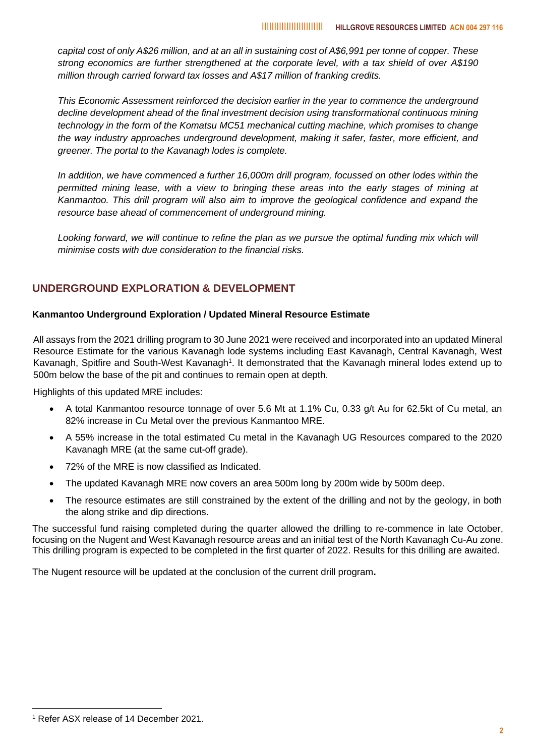*capital cost of only A$26 million, and at an all in sustaining cost of A$6,991 per tonne of copper. These strong economics are further strengthened at the corporate level, with a tax shield of over A$190 million through carried forward tax losses and A$17 million of franking credits.*

*This Economic Assessment reinforced the decision earlier in the year to commence the underground decline development ahead of the final investment decision using transformational continuous mining technology in the form of the Komatsu MC51 mechanical cutting machine, which promises to change the way industry approaches underground development, making it safer, faster, more efficient, and greener. The portal to the Kavanagh lodes is complete.*

*In addition, we have commenced a further 16,000m drill program, focussed on other lodes within the permitted mining lease, with a view to bringing these areas into the early stages of mining at Kanmantoo. This drill program will also aim to improve the geological confidence and expand the resource base ahead of commencement of underground mining.*

*Looking forward, we will continue to refine the plan as we pursue the optimal funding mix which will minimise costs with due consideration to the financial risks.*

## UNDERGROUND EXPLORATION & DEVELOPMENT

### Kanmantoo Underground Exploration / Updated Mineral Resource Estimate

All assays from the 2021 drilling program to 30 June 2021 were received and incorporated into an updated Mineral Resource Estimate for the various Kavanagh lode systems including East Kavanagh, Central Kavanagh, West Kavanagh, Spitfire and South-West Kavanagh[1]. It demonstrated that the Kavanagh mineral lodes extend up to 500m below the base of the pit and continues to remain open at depth.

Highlights of this updated MRE includes:

- A total Kanmantoo resource tonnage of over 5.6 Mt at 1.1% Cu, 0.33 g/t Au for 62.5kt of Cu metal, an 82% increase in Cu Metal over the previous Kanmantoo MRE.
- A 55% increase in the total estimated Cu metal in the Kavanagh UG Resources compared to the 2020 Kavanagh MRE (at the same cut-off grade).
- 72% of the MRE is now classified as Indicated.
- The updated Kavanagh MRE now covers an area 500m long by 200m wide by 500m deep.
- The resource estimates are still constrained by the extent of the drilling and not by the geology, in both the along strike and dip directions.

The successful fund raising completed during the quarter allowed the drilling to re-commence in late October, focusing on the Nugent and West Kavanagh resource areas and an initial test of the North Kavanagh Cu-Au zone. This drilling program is expected to be completed in the first quarter of 2022. Results for this drilling are awaited.

The Nugent resource will be updated at the conclusion of the current drill program.

[1] Refer ASX release of 14 December 2021.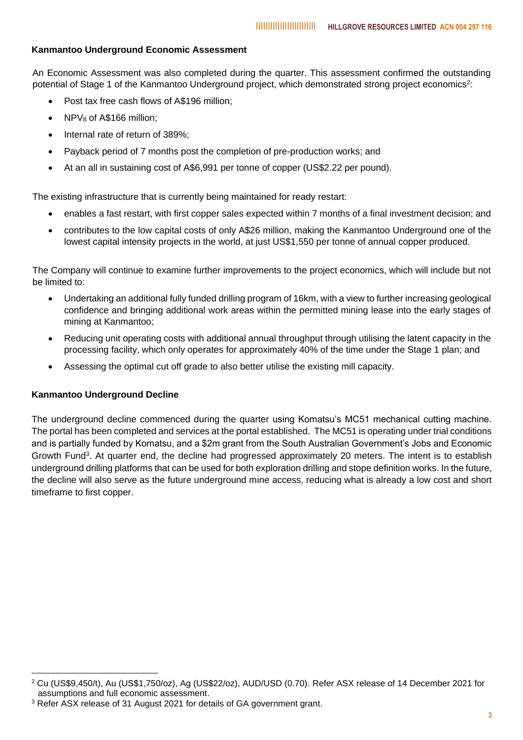**Kanmantoo Underground Economic Assessment**

An Economic Assessment was also completed during the quarter. This assessment confirmed the outstanding potential of Stage 1 of the Kanmantoo Underground project, which demonstrated strong project economics[2]:

- Post tax free cash flows of A$196 million;
- $NPV_8$ of A$166 million;
- Internal rate of return of 389%;
- Payback period of 7 months post the completion of pre-production works; and
- At an all in sustaining cost of A$6,991 per tonne of copper (US$2.22 per pound).

The existing infrastructure that is currently being maintained for ready restart:

- enables a fast restart, with first copper sales expected within 7 months of a final investment decision; and
- contributes to the low capital costs of only A$26 million, making the Kanmantoo Underground one of the lowest capital intensity projects in the world, at just US$1,550 per tonne of annual copper produced.

The Company will continue to examine further improvements to the project economics, which will include but not be limited to:

- Undertaking an additional fully funded drilling program of 16km, with a view to further increasing geological confidence and bringing additional work areas within the permitted mining lease into the early stages of mining at Kanmantoo;
- Reducing unit operating costs with additional annual throughput through utilising the latent capacity in the processing facility, which only operates for approximately 40% of the time under the Stage 1 plan; and
- Assessing the optimal cut off grade to also better utilise the existing mill capacity.

**Kanmantoo Underground Decline**

The underground decline commenced during the quarter using Komatsu's MC51 mechanical cutting machine. The portal has been completed and services at the portal established. The MC51 is operating under trial conditions and is partially funded by Komatsu, and a $2m grant from the South Australian Government's Jobs and Economic Growth Fund[3]. At quarter end, the decline had progressed approximately 20 meters. The intent is to establish underground drilling platforms that can be used for both exploration drilling and stope definition works. In the future, the decline will also serve as the future underground mine access, reducing what is already a low cost and short timeframe to first copper.

---

[2] Cu (US$9,450/t), Au (US$1,750/oz), Ag (US$22/oz), AUD/USD (0.70). Refer ASX release of 14 December 2021 for assumptions and full economic assessment.

[3] Refer ASX release of 31 August 2021 for details of GA government grant.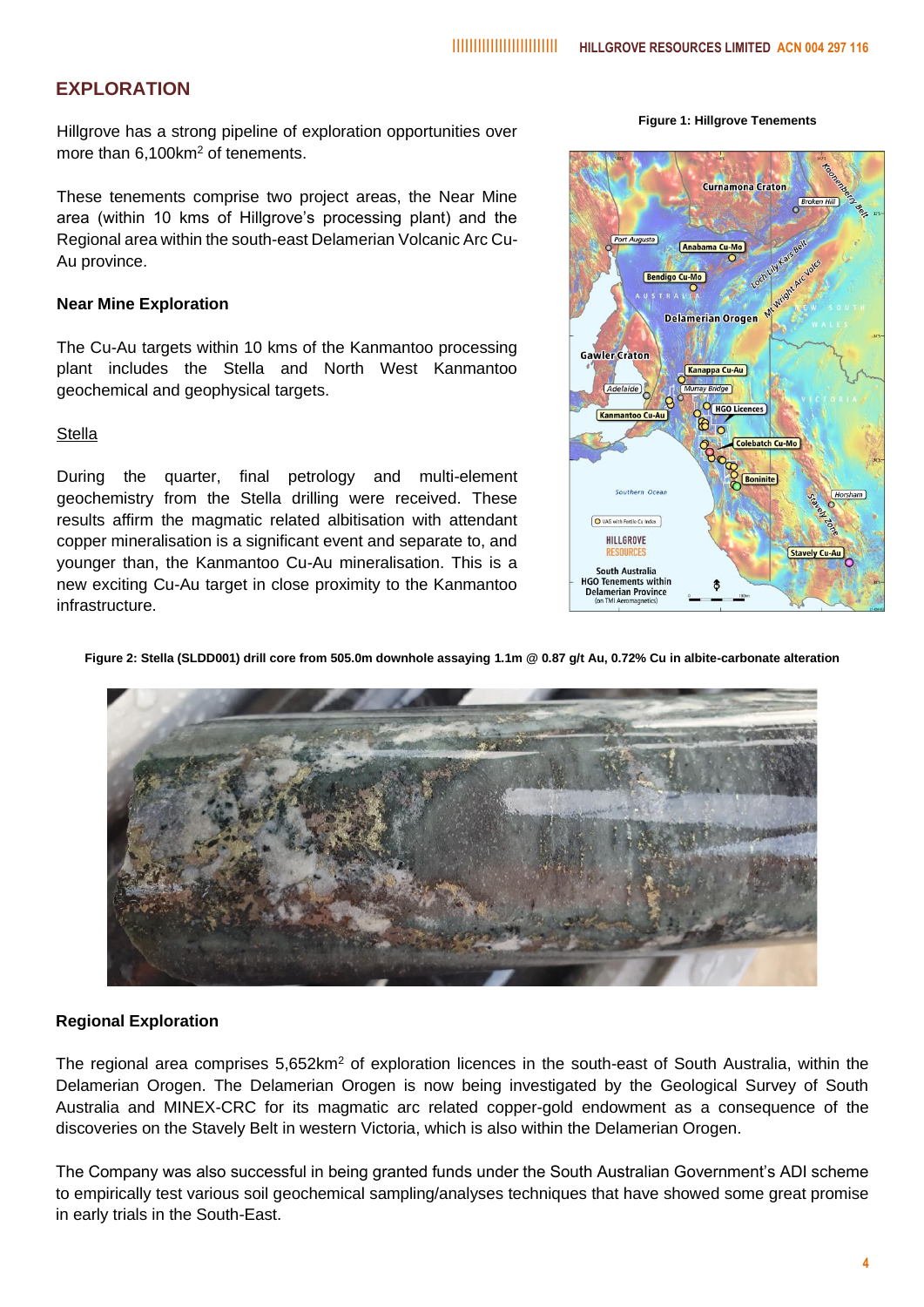## EXPLORATION

Hillgrove has a strong pipeline of exploration opportunities over more than 6,100km$^2$ of tenements.

These tenements comprise two project areas, the Near Mine area (within 10 kms of Hillgrove's processing plant) and the Regional area within the south-east Delamerian Volcanic Arc Cu-Au province.

### Near Mine Exploration

The Cu-Au targets within 10 kms of the Kanmantoo processing plant includes the Stella and North West Kanmantoo geochemical and geophysical targets.

#### Stella

During the quarter, final petrology and multi-element geochemistry from the Stella drilling were received. These results affirm the magmatic related albitisation with attendant copper mineralisation is a significant event and separate to, and younger than, the Kanmantoo Cu-Au mineralisation. This is a new exciting Cu-Au target in close proximity to the Kanmantoo infrastructure.

**Figure 1: Hillgrove Tenements**

**Figure 2: Stella (SLDD001) drill core from 505.0m downhole assaying 1.1m @ 0.87 g/t Au, 0.72% Cu in albite-carbonate alteration**

### Regional Exploration

The regional area comprises 5,652km$^2$ of exploration licences in the south-east of South Australia, within the Delamerian Orogen. The Delamerian Orogen is now being investigated by the Geological Survey of South Australia and MINEX-CRC for its magmatic arc related copper-gold endowment as a consequence of the discoveries on the Stavely Belt in western Victoria, which is also within the Delamerian Orogen.

The Company was also successful in being granted funds under the South Australian Government's ADI scheme to empirically test various soil geochemical sampling/analyses techniques that have showed some great promise in early trials in the South-East.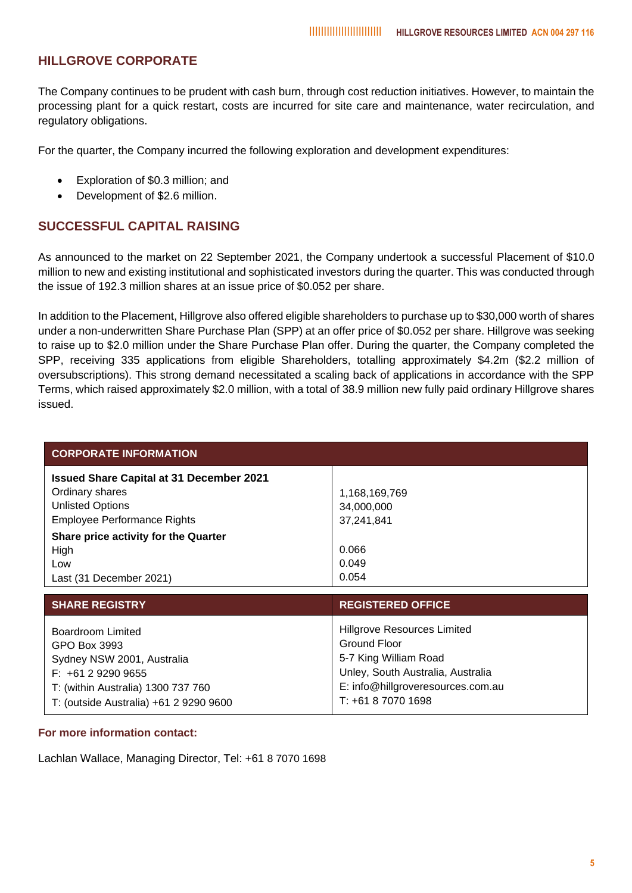## HILLGROVE CORPORATE

The Company continues to be prudent with cash burn, through cost reduction initiatives. However, to maintain the processing plant for a quick restart, costs are incurred for site care and maintenance, water recirculation, and regulatory obligations.

For the quarter, the Company incurred the following exploration and development expenditures:

- Exploration of $0.3 million; and
- Development of $2.6 million.

## SUCCESSFUL CAPITAL RAISING

As announced to the market on 22 September 2021, the Company undertook a successful Placement of $10.0 million to new and existing institutional and sophisticated investors during the quarter. This was conducted through the issue of 192.3 million shares at an issue price of $0.052 per share.

In addition to the Placement, Hillgrove also offered eligible shareholders to purchase up to $30,000 worth of shares under a non-underwritten Share Purchase Plan (SPP) at an offer price of $0.052 per share. Hillgrove was seeking to raise up to $2.0 million under the Share Purchase Plan offer. During the quarter, the Company completed the SPP, receiving 335 applications from eligible Shareholders, totalling approximately $4.2m ($2.2 million of oversubscriptions). This strong demand necessitated a scaling back of applications in accordance with the SPP Terms, which raised approximately $2.0 million, with a total of 38.9 million new fully paid ordinary Hillgrove shares issued.

| CORPORATE INFORMATION | |
|---|---|
| **Issued Share Capital at 31 December 2021** | |
| Ordinary shares | 1,168,169,769 |
| Unlisted Options | 34,000,000 |
| Employee Performance Rights | 37,241,841 |
| **Share price activity for the Quarter** | |
| High | 0.066 |
| Low | 0.049 |
| Last (31 December 2021) | 0.054 |

| SHARE REGISTRY | REGISTERED OFFICE |
|---|---|
| Boardroom Limited<br>GPO Box 3993<br>Sydney NSW 2001, Australia<br>F: +61 2 9290 9655<br>T: (within Australia) 1300 737 760<br>T: (outside Australia) +61 2 9290 9600 | Hillgrove Resources Limited<br>Ground Floor<br>5-7 King William Road<br>Unley, South Australia, Australia<br>E: info@hillgroveresources.com.au<br>T: +61 8 7070 1698 |

**For more information contact:**

Lachlan Wallace, Managing Director, Tel: +61 8 7070 1698